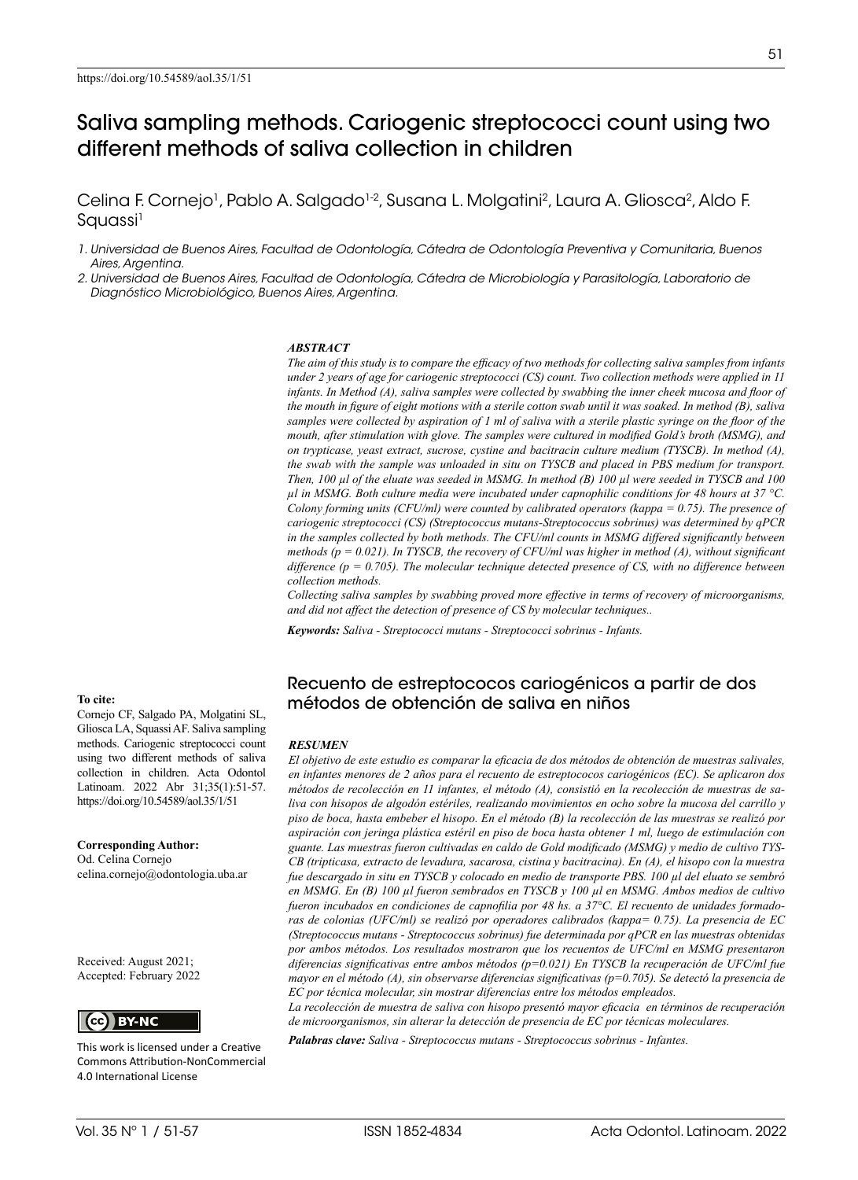https://doi.org/10.54589/aol.35/1/51

# Saliva sampling methods. Cariogenic streptococci count using two different methods of saliva collection in children

Celina F. Cornejo[1], Pablo A. Salgado[1-2], Susana L. Molgatini[2], Laura A. Gliosca[2], Aldo F. Squassi[1]

1. *Universidad de Buenos Aires, Facultad de Odontología, Cátedra de Odontología Preventiva y Comunitaria, Buenos Aires, Argentina.*
2. *Universidad de Buenos Aires, Facultad de Odontología, Cátedra de Microbiología y Parasitología, Laboratorio de Diagnóstico Microbiológico, Buenos Aires, Argentina.*

### *ABSTRACT*

*The aim of this study is to compare the efficacy of two methods for collecting saliva samples from infants under 2 years of age for cariogenic streptococci (CS) count. Two collection methods were applied in 11 infants. In Method (A), saliva samples were collected by swabbing the inner cheek mucosa and floor of the mouth in figure of eight motions with a sterile cotton swab until it was soaked. In method (B), saliva samples were collected by aspiration of 1 ml of saliva with a sterile plastic syringe on the floor of the mouth, after stimulation with glove. The samples were cultured in modified Gold's broth (MSMG), and on trypticase, yeast extract, sucrose, cystine and bacitracin culture medium (TYSCB). In method (A), the swab with the sample was unloaded in situ on TYSCB and placed in PBS medium for transport. Then, 100 µl of the eluate was seeded in MSMG. In method (B) 100 µl were seeded in TYSCB and 100 µl in MSMG. Both culture media were incubated under capnophilic conditions for 48 hours at 37 °C. Colony forming units (CFU/ml) were counted by calibrated operators (kappa = 0.75). The presence of cariogenic streptococci (CS) (Streptococcus mutans-Streptococcus sobrinus) was determined by qPCR in the samples collected by both methods. The CFU/ml counts in MSMG differed significantly between methods (p = 0.021). In TYSCB, the recovery of CFU/ml was higher in method (A), without significant difference (p = 0.705). The molecular technique detected presence of CS, with no difference between collection methods.*

*Collecting saliva samples by swabbing proved more effective in terms of recovery of microorganisms, and did not affect the detection of presence of CS by molecular techniques..*

***Keywords:*** *Saliva - Streptococci mutans - Streptococci sobrinus - Infants.*

## Recuento de estreptococos cariogénicos a partir de dos métodos de obtención de saliva en niños

### *RESUMEN*

*El objetivo de este estudio es comparar la eficacia de dos métodos de obtención de muestras salivales, en infantes menores de 2 años para el recuento de estreptococos cariogénicos (EC). Se aplicaron dos métodos de recolección en 11 infantes, el método (A), consistió en la recolección de muestras de saliva con hisopos de algodón estériles, realizando movimientos en ocho sobre la mucosa del carrillo y piso de boca, hasta embeber el hisopo. En el método (B) la recolección de las muestras se realizó por aspiración con jeringa plástica estéril en piso de boca hasta obtener 1 ml, luego de estimulación con guante. Las muestras fueron cultivadas en caldo de Gold modificado (MSMG) y medio de cultivo TYSCB (tripticasa, extracto de levadura, sacarosa, cistina y bacitracina). En (A), el hisopo con la muestra fue descargado in situ en TYSCB y colocado en medio de transporte PBS. 100 µl del eluato se sembró en MSMG. En (B) 100 µl fueron sembrados en TYSCB y 100 µl en MSMG. Ambos medios de cultivo fueron incubados en condiciones de capnofilia por 48 hs. a 37°C. El recuento de unidades formadoras de colonias (UFC/ml) se realizó por operadores calibrados (kappa= 0.75). La presencia de EC (Streptococcus mutans - Streptococcus sobrinus) fue determinada por qPCR en las muestras obtenidas por ambos métodos. Los resultados mostraron que los recuentos de UFC/ml en MSMG presentaron diferencias significativas entre ambos métodos (p=0.021) En TYSCB la recuperación de UFC/ml fue mayor en el método (A), sin observarse diferencias significativas (p=0.705). Se detectó la presencia de EC por técnica molecular, sin mostrar diferencias entre los métodos empleados.*

*La recolección de muestra de saliva con hisopo presentó mayor eficacia en términos de recuperación de microorganismos, sin alterar la detección de presencia de EC por técnicas moleculares.*

***Palabras clave:*** *Saliva - Streptococcus mutans - Streptococcus sobrinus - Infantes.*

**To cite:**
Cornejo CF, Salgado PA, Molgatini SL, Gliosca LA, Squassi AF. Saliva sampling methods. Cariogenic streptococci count using two different methods of saliva collection in children. Acta Odontol Latinoam. 2022 Abr 31;35(1):51-57. https://doi.org/10.54589/aol.35/1/51

**Corresponding Author:**
Od. Celina Cornejo
celina.cornejo@odontologia.uba.ar

Received: August 2021;
Accepted: February 2022

CC BY-NC

This work is licensed under a Creative Commons Attribution-NonCommercial 4.0 International License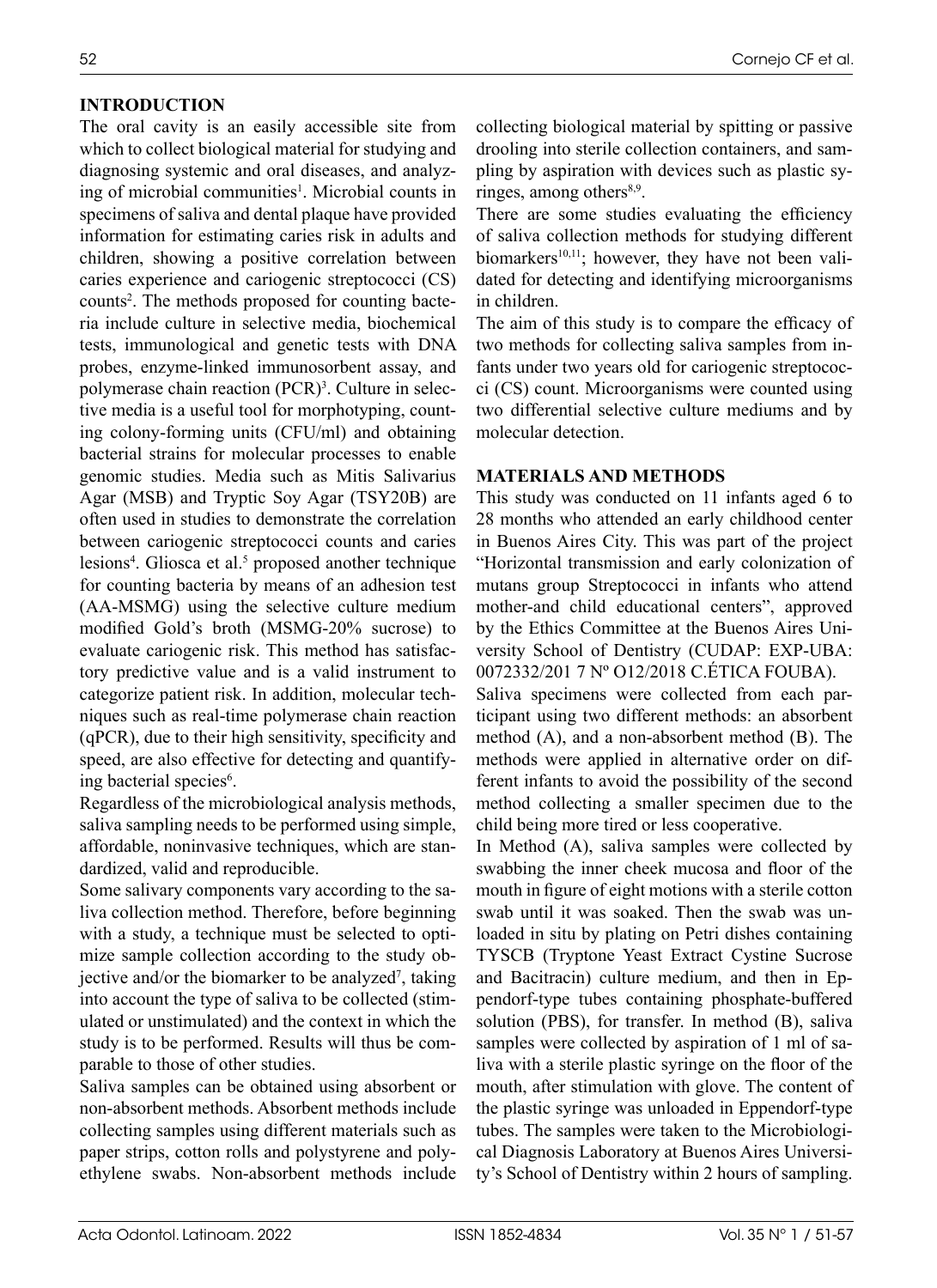## INTRODUCTION

The oral cavity is an easily accessible site from which to collect biological material for studying and diagnosing systemic and oral diseases, and analyzing of microbial communities[1]. Microbial counts in specimens of saliva and dental plaque have provided information for estimating caries risk in adults and children, showing a positive correlation between caries experience and cariogenic streptococci (CS) counts[2]. The methods proposed for counting bacteria include culture in selective media, biochemical tests, immunological and genetic tests with DNA probes, enzyme-linked immunosorbent assay, and polymerase chain reaction (PCR)[3]. Culture in selective media is a useful tool for morphotyping, counting colony-forming units (CFU/ml) and obtaining bacterial strains for molecular processes to enable genomic studies. Media such as Mitis Salivarius Agar (MSB) and Tryptic Soy Agar (TSY20B) are often used in studies to demonstrate the correlation between cariogenic streptococci counts and caries lesions[4]. Gliosca et al.[5] proposed another technique for counting bacteria by means of an adhesion test (AA-MSMG) using the selective culture medium modified Gold's broth (MSMG-20% sucrose) to evaluate cariogenic risk. This method has satisfactory predictive value and is a valid instrument to categorize patient risk. In addition, molecular techniques such as real-time polymerase chain reaction (qPCR), due to their high sensitivity, specificity and speed, are also effective for detecting and quantifying bacterial species[6].

Regardless of the microbiological analysis methods, saliva sampling needs to be performed using simple, affordable, noninvasive techniques, which are standardized, valid and reproducible.

Some salivary components vary according to the saliva collection method. Therefore, before beginning with a study, a technique must be selected to optimize sample collection according to the study objective and/or the biomarker to be analyzed[7], taking into account the type of saliva to be collected (stimulated or unstimulated) and the context in which the study is to be performed. Results will thus be comparable to those of other studies.

Saliva samples can be obtained using absorbent or non-absorbent methods. Absorbent methods include collecting samples using different materials such as paper strips, cotton rolls and polystyrene and polyethylene swabs. Non-absorbent methods include collecting biological material by spitting or passive drooling into sterile collection containers, and sampling by aspiration with devices such as plastic syringes, among others[8,9].

There are some studies evaluating the efficiency of saliva collection methods for studying different biomarkers[10,11]; however, they have not been validated for detecting and identifying microorganisms in children.

The aim of this study is to compare the efficacy of two methods for collecting saliva samples from infants under two years old for cariogenic streptococci (CS) count. Microorganisms were counted using two differential selective culture mediums and by molecular detection.

## MATERIALS AND METHODS

This study was conducted on 11 infants aged 6 to 28 months who attended an early childhood center in Buenos Aires City. This was part of the project "Horizontal transmission and early colonization of mutans group Streptococci in infants who attend mother-and child educational centers", approved by the Ethics Committee at the Buenos Aires University School of Dentistry (CUDAP: EXP-UBA: 0072332/201 7 Nº O12/2018 C.ÉTICA FOUBA).

Saliva specimens were collected from each participant using two different methods: an absorbent method (A), and a non-absorbent method (B). The methods were applied in alternative order on different infants to avoid the possibility of the second method collecting a smaller specimen due to the child being more tired or less cooperative.

In Method (A), saliva samples were collected by swabbing the inner cheek mucosa and floor of the mouth in figure of eight motions with a sterile cotton swab until it was soaked. Then the swab was unloaded in situ by plating on Petri dishes containing TYSCB (Tryptone Yeast Extract Cystine Sucrose and Bacitracin) culture medium, and then in Eppendorf-type tubes containing phosphate-buffered solution (PBS), for transfer. In method (B), saliva samples were collected by aspiration of 1 ml of saliva with a sterile plastic syringe on the floor of the mouth, after stimulation with glove. The content of the plastic syringe was unloaded in Eppendorf-type tubes. The samples were taken to the Microbiological Diagnosis Laboratory at Buenos Aires University's School of Dentistry within 2 hours of sampling.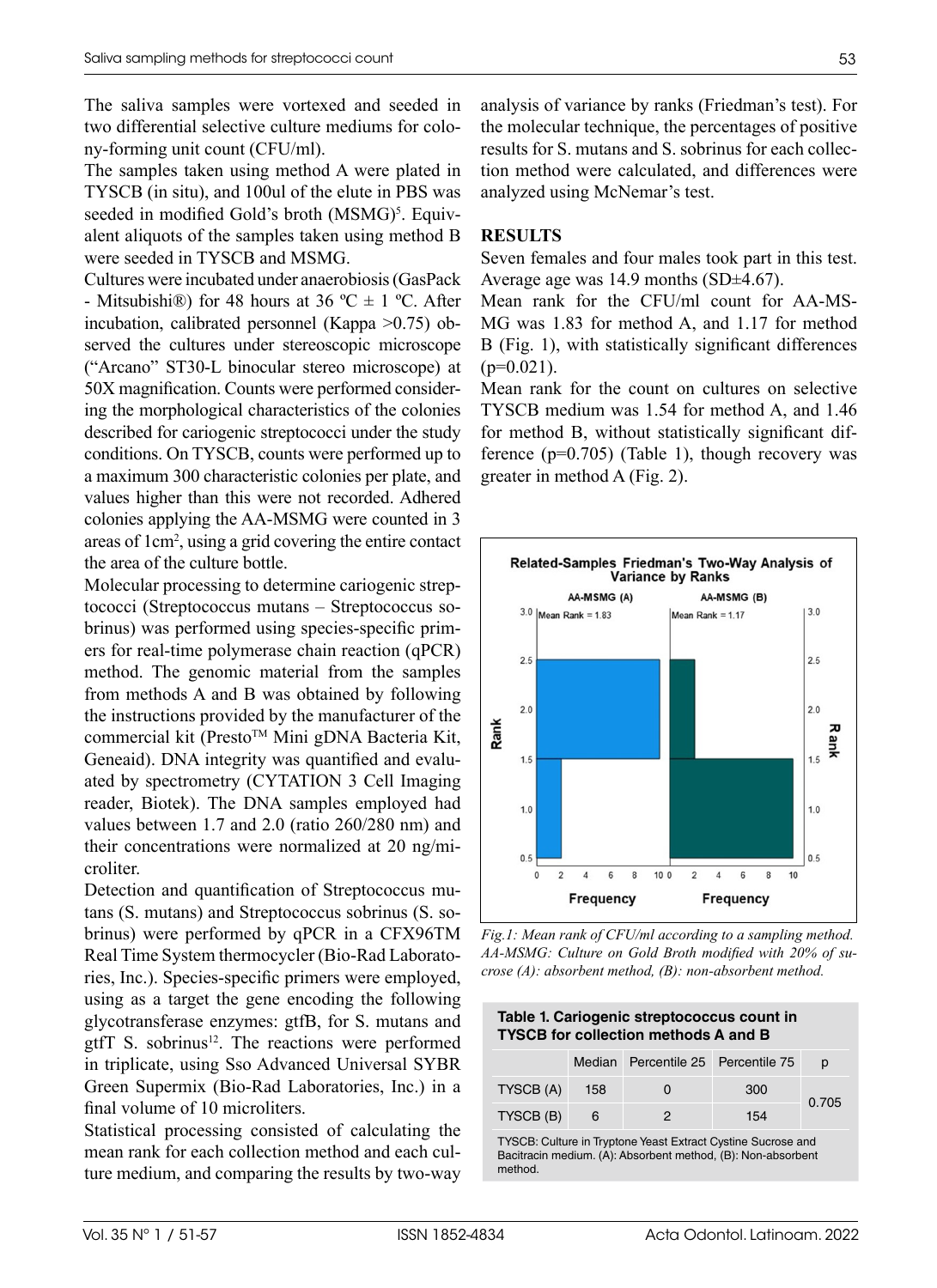The saliva samples were vortexed and seeded in two differential selective culture mediums for colony-forming unit count (CFU/ml).

The samples taken using method A were plated in TYSCB (in situ), and 100ul of the elute in PBS was seeded in modified Gold's broth (MSMG)[5]. Equivalent aliquots of the samples taken using method B were seeded in TYSCB and MSMG.

Cultures were incubated under anaerobiosis (GasPack - Mitsubishi®) for 48 hours at 36 ºC ± 1 ºC. After incubation, calibrated personnel (Kappa >0.75) observed the cultures under stereoscopic microscope ("Arcano" ST30-L binocular stereo microscope) at 50X magnification. Counts were performed considering the morphological characteristics of the colonies described for cariogenic streptococci under the study conditions. On TYSCB, counts were performed up to a maximum 300 characteristic colonies per plate, and values higher than this were not recorded. Adhered colonies applying the AA-MSMG were counted in 3 areas of 1cm$^2$, using a grid covering the entire contact the area of the culture bottle.

Molecular processing to determine cariogenic streptococci (Streptococcus mutans – Streptococcus sobrinus) was performed using species-specific primers for real-time polymerase chain reaction (qPCR) method. The genomic material from the samples from methods A and B was obtained by following the instructions provided by the manufacturer of the commercial kit (Presto™ Mini gDNA Bacteria Kit, Geneaid). DNA integrity was quantified and evaluated by spectrometry (CYTATION 3 Cell Imaging reader, Biotek). The DNA samples employed had values between 1.7 and 2.0 (ratio 260/280 nm) and their concentrations were normalized at 20 ng/microliter.

Detection and quantification of Streptococcus mutans (S. mutans) and Streptococcus sobrinus (S. sobrinus) were performed by qPCR in a CFX96TM Real Time System thermocycler (Bio-Rad Laboratories, Inc.). Species-specific primers were employed, using as a target the gene encoding the following glycotransferase enzymes: gtfB, for S. mutans and gtfT S. sobrinus[12]. The reactions were performed in triplicate, using Sso Advanced Universal SYBR Green Supermix (Bio-Rad Laboratories, Inc.) in a final volume of 10 microliters.

Statistical processing consisted of calculating the mean rank for each collection method and each culture medium, and comparing the results by two-way analysis of variance by ranks (Friedman's test). For the molecular technique, the percentages of positive results for S. mutans and S. sobrinus for each collection method were calculated, and differences were analyzed using McNemar's test.

## RESULTS

Seven females and four males took part in this test. Average age was 14.9 months (SD±4.67).

Mean rank for the CFU/ml count for AA-MSMG was 1.83 for method A, and 1.17 for method B (Fig. 1), with statistically significant differences (p=0.021).

Mean rank for the count on cultures on selective TYSCB medium was 1.54 for method A, and 1.46 for method B, without statistically significant difference (p=0.705) (Table 1), though recovery was greater in method A (Fig. 2).

*Fig.1: Mean rank of CFU/ml according to a sampling method. AA-MSMG: Culture on Gold Broth modified with 20% of sucrose (A): absorbent method, (B): non-absorbent method.*

**Table 1. Cariogenic streptococcus count in TYSCB for collection methods A and B**

| | Median | Percentile 25 | Percentile 75 | p |
|---|---|---|---|---|
| TYSCB (A) | 158 | 0 | 300 | 0.705 |
| TYSCB (B) | 6 | 2 | 154 | |

TYSCB: Culture in Tryptone Yeast Extract Cystine Sucrose and Bacitracin medium. (A): Absorbent method, (B): Non-absorbent method.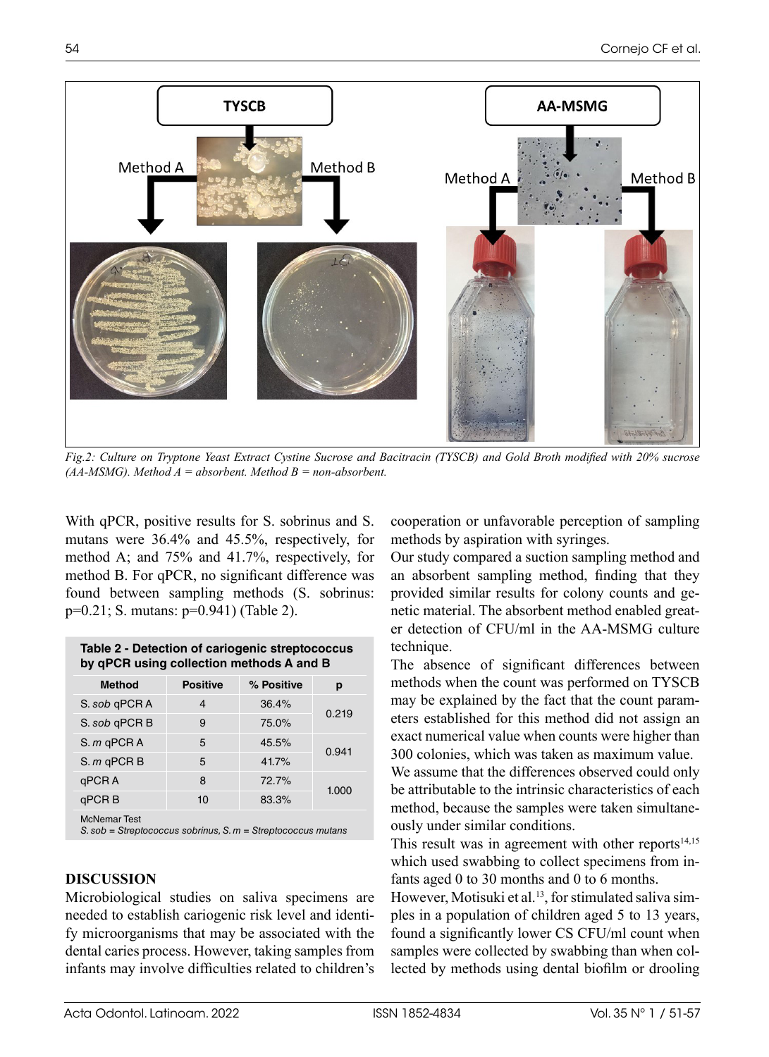Fig.2: Culture on Tryptone Yeast Extract Cystine Sucrose and Bacitracin (TYSCB) and Gold Broth modified with 20% sucrose (AA-MSMG). Method A = absorbent. Method B = non-absorbent.

With qPCR, positive results for S. sobrinus and S. mutans were 36.4% and 45.5%, respectively, for method A; and 75% and 41.7%, respectively, for method B. For qPCR, no significant difference was found between sampling methods (S. sobrinus: p=0.21; S. mutans: p=0.941) (Table 2).

**Table 2 - Detection of cariogenic streptococcus by qPCR using collection methods A and B**

| Method | Positive | % Positive | p |
|---|---|---|---|
| S. *sob* qPCR A | 4 | 36.4% | 0.219 |
| S. *sob* qPCR B | 9 | 75.0% | |
| S. *m* qPCR A | 5 | 45.5% | 0.941 |
| S. *m* qPCR B | 5 | 41.7% | |
| qPCR A | 8 | 72.7% | 1.000 |
| qPCR B | 10 | 83.3% | |

McNemar Test
*S. sob = Streptococcus sobrinus, S. m = Streptococcus mutans*

## DISCUSSION

Microbiological studies on saliva specimens are needed to establish cariogenic risk level and identify microorganisms that may be associated with the dental caries process. However, taking samples from infants may involve difficulties related to children's cooperation or unfavorable perception of sampling methods by aspiration with syringes.

Our study compared a suction sampling method and an absorbent sampling method, finding that they provided similar results for colony counts and genetic material. The absorbent method enabled greater detection of CFU/ml in the AA-MSMG culture technique.

The absence of significant differences between methods when the count was performed on TYSCB may be explained by the fact that the count parameters established for this method did not assign an exact numerical value when counts were higher than 300 colonies, which was taken as maximum value.

We assume that the differences observed could only be attributable to the intrinsic characteristics of each method, because the samples were taken simultaneously under similar conditions.

This result was in agreement with other reports[14,15] which used swabbing to collect specimens from infants aged 0 to 30 months and 0 to 6 months.

However, Motisuki et al.[13], for stimulated saliva simples in a population of children aged 5 to 13 years, found a significantly lower CS CFU/ml count when samples were collected by swabbing than when collected by methods using dental biofilm or drooling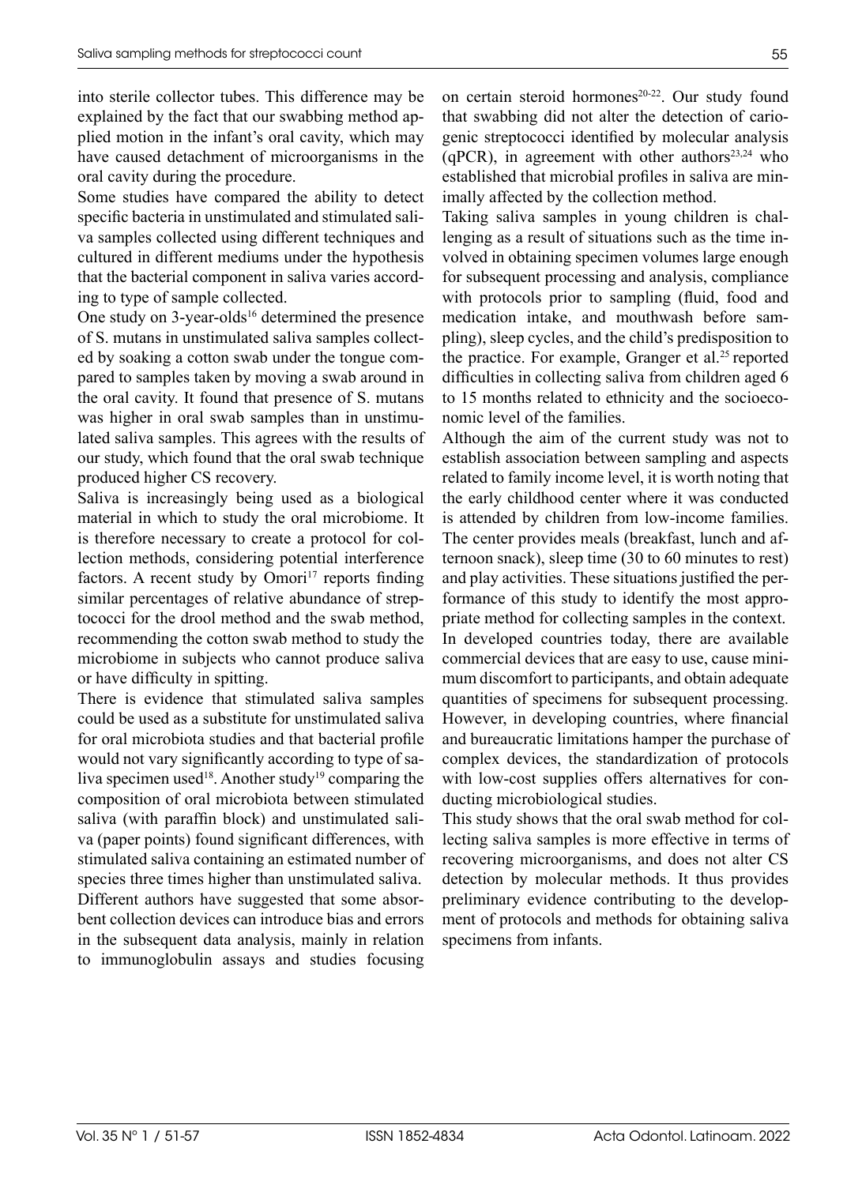into sterile collector tubes. This difference may be explained by the fact that our swabbing method applied motion in the infant's oral cavity, which may have caused detachment of microorganisms in the oral cavity during the procedure.

Some studies have compared the ability to detect specific bacteria in unstimulated and stimulated saliva samples collected using different techniques and cultured in different mediums under the hypothesis that the bacterial component in saliva varies according to type of sample collected.

One study on 3-year-olds[16] determined the presence of S. mutans in unstimulated saliva samples collected by soaking a cotton swab under the tongue compared to samples taken by moving a swab around in the oral cavity. It found that presence of S. mutans was higher in oral swab samples than in unstimulated saliva samples. This agrees with the results of our study, which found that the oral swab technique produced higher CS recovery.

Saliva is increasingly being used as a biological material in which to study the oral microbiome. It is therefore necessary to create a protocol for collection methods, considering potential interference factors. A recent study by Omori[17] reports finding similar percentages of relative abundance of streptococci for the drool method and the swab method, recommending the cotton swab method to study the microbiome in subjects who cannot produce saliva or have difficulty in spitting.

There is evidence that stimulated saliva samples could be used as a substitute for unstimulated saliva for oral microbiota studies and that bacterial profile would not vary significantly according to type of saliva specimen used[18]. Another study[19] comparing the composition of oral microbiota between stimulated saliva (with paraffin block) and unstimulated saliva (paper points) found significant differences, with stimulated saliva containing an estimated number of species three times higher than unstimulated saliva.

Different authors have suggested that some absorbent collection devices can introduce bias and errors in the subsequent data analysis, mainly in relation to immunoglobulin assays and studies focusing on certain steroid hormones[20-22]. Our study found that swabbing did not alter the detection of cariogenic streptococci identified by molecular analysis (qPCR), in agreement with other authors[23,24] who established that microbial profiles in saliva are minimally affected by the collection method.

Taking saliva samples in young children is challenging as a result of situations such as the time involved in obtaining specimen volumes large enough for subsequent processing and analysis, compliance with protocols prior to sampling (fluid, food and medication intake, and mouthwash before sampling), sleep cycles, and the child's predisposition to the practice. For example, Granger et al.[25] reported difficulties in collecting saliva from children aged 6 to 15 months related to ethnicity and the socioeconomic level of the families.

Although the aim of the current study was not to establish association between sampling and aspects related to family income level, it is worth noting that the early childhood center where it was conducted is attended by children from low-income families. The center provides meals (breakfast, lunch and afternoon snack), sleep time (30 to 60 minutes to rest) and play activities. These situations justified the performance of this study to identify the most appropriate method for collecting samples in the context.

In developed countries today, there are available commercial devices that are easy to use, cause minimum discomfort to participants, and obtain adequate quantities of specimens for subsequent processing. However, in developing countries, where financial and bureaucratic limitations hamper the purchase of complex devices, the standardization of protocols with low-cost supplies offers alternatives for conducting microbiological studies.

This study shows that the oral swab method for collecting saliva samples is more effective in terms of recovering microorganisms, and does not alter CS detection by molecular methods. It thus provides preliminary evidence contributing to the development of protocols and methods for obtaining saliva specimens from infants.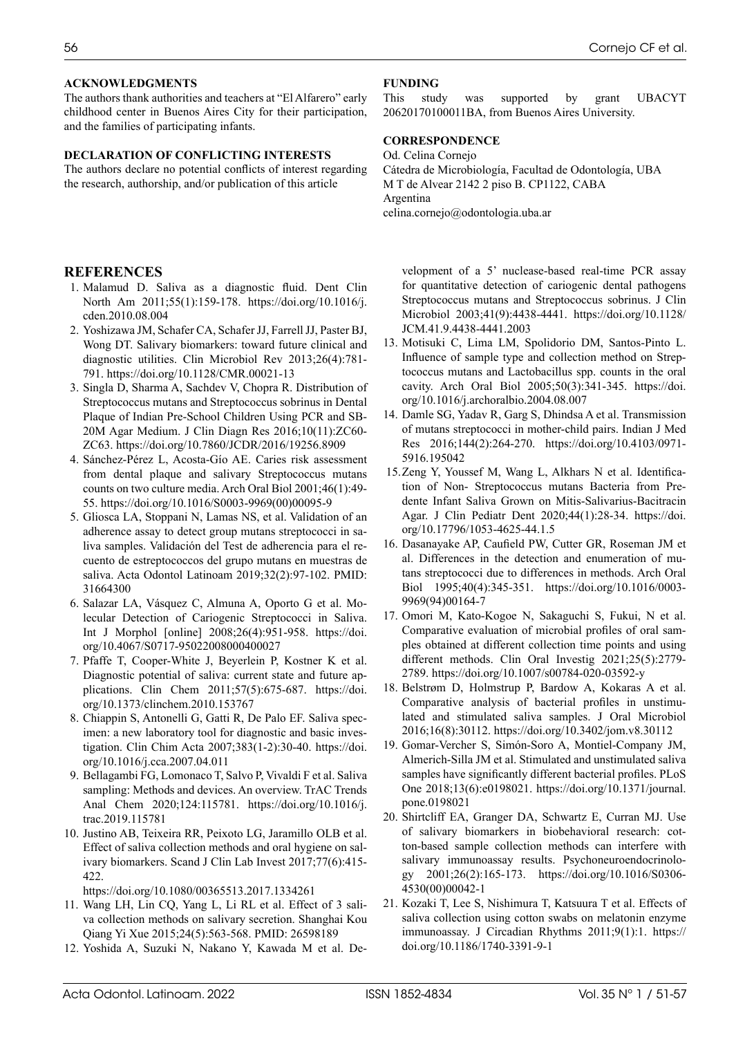### ACKNOWLEDGMENTS

The authors thank authorities and teachers at "El Alfarero" early childhood center in Buenos Aires City for their participation, and the families of participating infants.

### DECLARATION OF CONFLICTING INTERESTS

The authors declare no potential conflicts of interest regarding the research, authorship, and/or publication of this article

### FUNDING

This study was supported by grant UBACYT 20620170100011BA, from Buenos Aires University.

### CORRESPONDENCE

Od. Celina Cornejo
Cátedra de Microbiología, Facultad de Odontología, UBA
M T de Alvear 2142 2 piso B. CP1122, CABA
Argentina
celina.cornejo@odontologia.uba.ar

## REFERENCES

1. Malamud D. Saliva as a diagnostic fluid. Dent Clin North Am 2011;55(1):159-178. https://doi.org/10.1016/j.cden.2010.08.004
2. Yoshizawa JM, Schafer CA, Schafer JJ, Farrell JJ, Paster BJ, Wong DT. Salivary biomarkers: toward future clinical and diagnostic utilities. Clin Microbiol Rev 2013;26(4):781-791. https://doi.org/10.1128/CMR.00021-13
3. Singla D, Sharma A, Sachdev V, Chopra R. Distribution of Streptococcus mutans and Streptococcus sobrinus in Dental Plaque of Indian Pre-School Children Using PCR and SB-20M Agar Medium. J Clin Diagn Res 2016;10(11):ZC60-ZC63. https://doi.org/10.7860/JCDR/2016/19256.8909
4. Sánchez-Pérez L, Acosta-Gío AE. Caries risk assessment from dental plaque and salivary Streptococcus mutans counts on two culture media. Arch Oral Biol 2001;46(1):49-55. https://doi.org/10.1016/S0003-9969(00)00095-9
5. Gliosca LA, Stoppani N, Lamas NS, et al. Validation of an adherence assay to detect group mutans streptococci in saliva samples. Validación del Test de adherencia para el recuento de estreptococcos del grupo mutans en muestras de saliva. Acta Odontol Latinoam 2019;32(2):97-102. PMID: 31664300
6. Salazar LA, Vásquez C, Almuna A, Oporto G et al. Molecular Detection of Cariogenic Streptococci in Saliva. Int J Morphol [online] 2008;26(4):951-958. https://doi.org/10.4067/S0717-95022008000400027
7. Pfaffe T, Cooper-White J, Beyerlein P, Kostner K et al. Diagnostic potential of saliva: current state and future applications. Clin Chem 2011;57(5):675-687. https://doi.org/10.1373/clinchem.2010.153767
8. Chiappin S, Antonelli G, Gatti R, De Palo EF. Saliva specimen: a new laboratory tool for diagnostic and basic investigation. Clin Chim Acta 2007;383(1-2):30-40. https://doi.org/10.1016/j.cca.2007.04.011
9. Bellagambi FG, Lomonaco T, Salvo P, Vivaldi F et al. Saliva sampling: Methods and devices. An overview. TrAC Trends Anal Chem 2020;124:115781. https://doi.org/10.1016/j.trac.2019.115781
10. Justino AB, Teixeira RR, Peixoto LG, Jaramillo OLB et al. Effect of saliva collection methods and oral hygiene on salivary biomarkers. Scand J Clin Lab Invest 2017;77(6):415-422. https://doi.org/10.1080/00365513.2017.1334261
11. Wang LH, Lin CQ, Yang L, Li RL et al. Effect of 3 saliva collection methods on salivary secretion. Shanghai Kou Qiang Yi Xue 2015;24(5):563-568. PMID: 26598189
12. Yoshida A, Suzuki N, Nakano Y, Kawada M et al. Development of a 5' nuclease-based real-time PCR assay for quantitative detection of cariogenic dental pathogens Streptococcus mutans and Streptococcus sobrinus. J Clin Microbiol 2003;41(9):4438-4441. https://doi.org/10.1128/JCM.41.9.4438-4441.2003
13. Motisuki C, Lima LM, Spolidorio DM, Santos-Pinto L. Influence of sample type and collection method on Streptococcus mutans and Lactobacillus spp. counts in the oral cavity. Arch Oral Biol 2005;50(3):341-345. https://doi.org/10.1016/j.archoralbio.2004.08.007
14. Damle SG, Yadav R, Garg S, Dhindsa A et al. Transmission of mutans streptococci in mother-child pairs. Indian J Med Res 2016;144(2):264-270. https://doi.org/10.4103/0971-5916.195042
15. Zeng Y, Youssef M, Wang L, Alkhars N et al. Identification of Non- Streptococcus mutans Bacteria from Predente Infant Saliva Grown on Mitis-Salivarius-Bacitracin Agar. J Clin Pediatr Dent 2020;44(1):28-34. https://doi.org/10.17796/1053-4625-44.1.5
16. Dasanayake AP, Caufield PW, Cutter GR, Roseman JM et al. Differences in the detection and enumeration of mutans streptococci due to differences in methods. Arch Oral Biol 1995;40(4):345-351. https://doi.org/10.1016/0003-9969(94)00164-7
17. Omori M, Kato-Kogoe N, Sakaguchi S, Fukui, N et al. Comparative evaluation of microbial profiles of oral samples obtained at different collection time points and using different methods. Clin Oral Investig 2021;25(5):2779-2789. https://doi.org/10.1007/s00784-020-03592-y
18. Belstrøm D, Holmstrup P, Bardow A, Kokaras A et al. Comparative analysis of bacterial profiles in unstimulated and stimulated saliva samples. J Oral Microbiol 2016;16(8):30112. https://doi.org/10.3402/jom.v8.30112
19. Gomar-Vercher S, Simón-Soro A, Montiel-Company JM, Almerich-Silla JM et al. Stimulated and unstimulated saliva samples have significantly different bacterial profiles. PLoS One 2018;13(6):e0198021. https://doi.org/10.1371/journal.pone.0198021
20. Shirtcliff EA, Granger DA, Schwartz E, Curran MJ. Use of salivary biomarkers in biobehavioral research: cotton-based sample collection methods can interfere with salivary immunoassay results. Psychoneuroendocrinology 2001;26(2):165-173. https://doi.org/10.1016/S0306-4530(00)00042-1
21. Kozaki T, Lee S, Nishimura T, Katsuura T et al. Effects of saliva collection using cotton swabs on melatonin enzyme immunoassay. J Circadian Rhythms 2011;9(1):1. https://doi.org/10.1186/1740-3391-9-1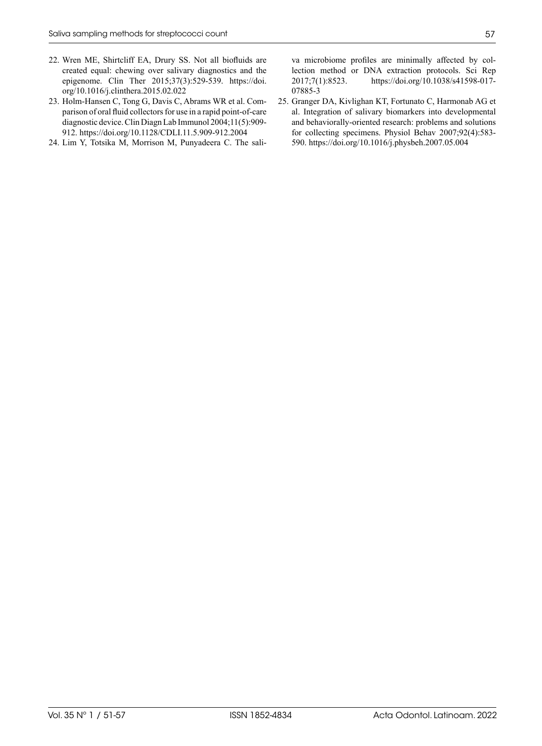22. Wren ME, Shirtcliff EA, Drury SS. Not all biofluids are created equal: chewing over salivary diagnostics and the epigenome. Clin Ther 2015;37(3):529-539. https://doi.org/10.1016/j.clinthera.2015.02.022
23. Holm-Hansen C, Tong G, Davis C, Abrams WR et al. Comparison of oral fluid collectors for use in a rapid point-of-care diagnostic device. Clin Diagn Lab Immunol 2004;11(5):909-912. https://doi.org/10.1128/CDLI.11.5.909-912.2004
24. Lim Y, Totsika M, Morrison M, Punyadeera C. The saliva microbiome profiles are minimally affected by collection method or DNA extraction protocols. Sci Rep 2017;7(1):8523. https://doi.org/10.1038/s41598-017-07885-3
25. Granger DA, Kivlighan KT, Fortunato C, Harmonab AG et al. Integration of salivary biomarkers into developmental and behaviorally-oriented research: problems and solutions for collecting specimens. Physiol Behav 2007;92(4):583-590. https://doi.org/10.1016/j.physbeh.2007.05.004